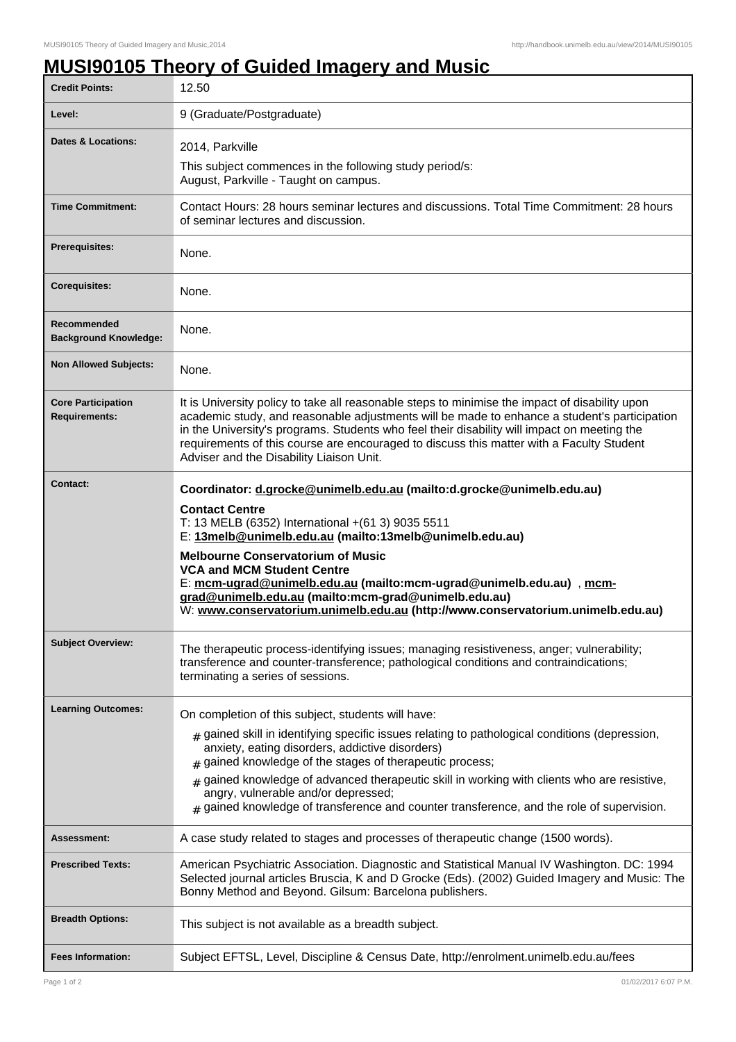# MUSI90105 Theory of Guided Imagery and Music

| | |
|---|---|
| **Credit Points:** | 12.50 |
| **Level:** | 9 (Graduate/Postgraduate) |
| **Dates & Locations:** | 2014, Parkville<br>This subject commences in the following study period/s:<br>August, Parkville - Taught on campus. |
| **Time Commitment:** | Contact Hours: 28 hours seminar lectures and discussions. Total Time Commitment: 28 hours of seminar lectures and discussion. |
| **Prerequisites:** | None. |
| **Corequisites:** | None. |
| **Recommended Background Knowledge:** | None. |
| **Non Allowed Subjects:** | None. |
| **Core Participation Requirements:** | It is University policy to take all reasonable steps to minimise the impact of disability upon academic study, and reasonable adjustments will be made to enhance a student's participation in the University's programs. Students who feel their disability will impact on meeting the requirements of this course are encouraged to discuss this matter with a Faculty Student Adviser and the Disability Liaison Unit. |
| **Contact:** | **Coordinator: d.grocke@unimelb.edu.au (mailto:d.grocke@unimelb.edu.au)**<br>**Contact Centre**<br>T: 13 MELB (6352) International +(61 3) 9035 5511<br>E: **13melb@unimelb.edu.au (mailto:13melb@unimelb.edu.au)**<br>**Melbourne Conservatorium of Music**<br>**VCA and MCM Student Centre**<br>E: **mcm-ugrad@unimelb.edu.au (mailto:mcm-ugrad@unimelb.edu.au)** , **mcm-grad@unimelb.edu.au (mailto:mcm-grad@unimelb.edu.au)**<br>W: **www.conservatorium.unimelb.edu.au (http://www.conservatorium.unimelb.edu.au)** |
| **Subject Overview:** | The therapeutic process-identifying issues; managing resistiveness, anger; vulnerability; transference and counter-transference; pathological conditions and contraindications; terminating a series of sessions. |
| **Learning Outcomes:** | On completion of this subject, students will have:<br># gained skill in identifying specific issues relating to pathological conditions (depression, anxiety, eating disorders, addictive disorders)<br># gained knowledge of the stages of therapeutic process;<br># gained knowledge of advanced therapeutic skill in working with clients who are resistive, angry, vulnerable and/or depressed;<br># gained knowledge of transference and counter transference, and the role of supervision. |
| **Assessment:** | A case study related to stages and processes of therapeutic change (1500 words). |
| **Prescribed Texts:** | American Psychiatric Association. Diagnostic and Statistical Manual IV Washington. DC: 1994 Selected journal articles Bruscia, K and D Grocke (Eds). (2002) Guided Imagery and Music: The Bonny Method and Beyond. Gilsum: Barcelona publishers. |
| **Breadth Options:** | This subject is not available as a breadth subject. |
| **Fees Information:** | Subject EFTSL, Level, Discipline & Census Date, http://enrolment.unimelb.edu.au/fees |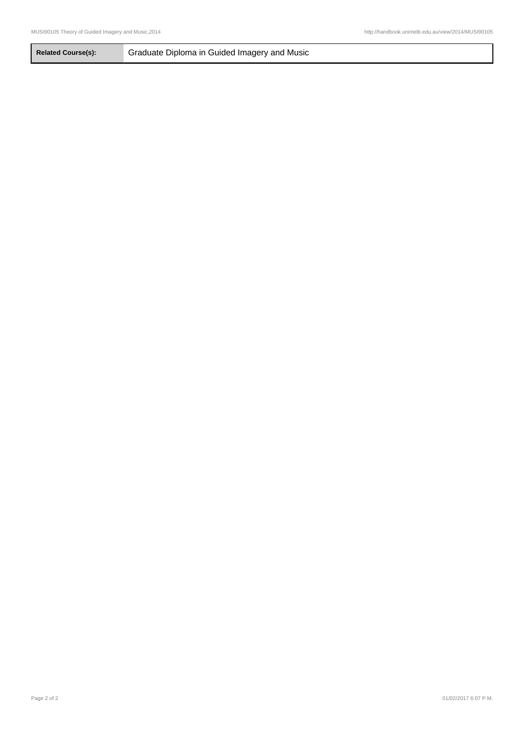| | |
|---|---|
| **Related Course(s):** | Graduate Diploma in Guided Imagery and Music |